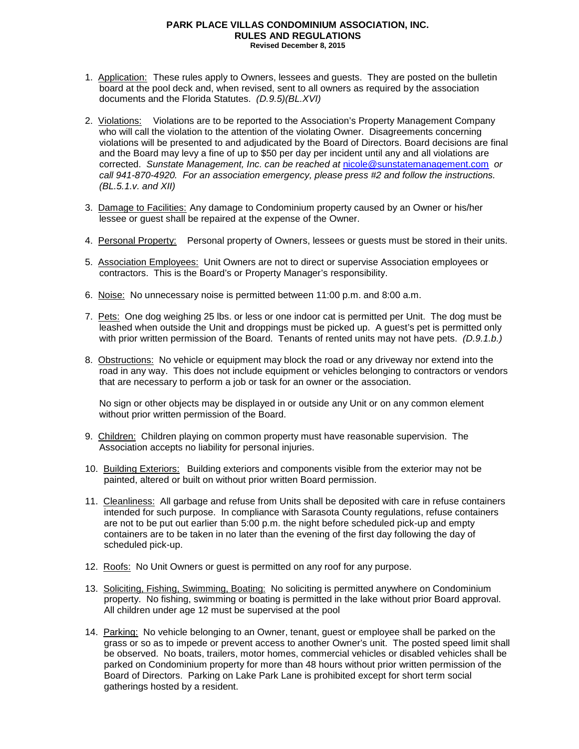# PARK PLACE VILLAS CONDOMINIUM ASSOCIATION, INC.
## RULES AND REGULATIONS
**Revised December 8, 2015**

1. Application: These rules apply to Owners, lessees and guests. They are posted on the bulletin board at the pool deck and, when revised, sent to all owners as required by the association documents and the Florida Statutes. *(D.9.5)(BL.XVI)*

2. Violations: Violations are to be reported to the Association's Property Management Company who will call the violation to the attention of the violating Owner. Disagreements concerning violations will be presented to and adjudicated by the Board of Directors. Board decisions are final and the Board may levy a fine of up to $50 per day per incident until any and all violations are corrected. *Sunstate Management, Inc. can be reached at* nicole@sunstatemanagement.com *or call 941-870-4920. For an association emergency, please press #2 and follow the instructions. (BL.5.1.v. and XII)*

3. Damage to Facilities: Any damage to Condominium property caused by an Owner or his/her lessee or guest shall be repaired at the expense of the Owner.

4. Personal Property: Personal property of Owners, lessees or guests must be stored in their units.

5. Association Employees: Unit Owners are not to direct or supervise Association employees or contractors. This is the Board's or Property Manager's responsibility.

6. Noise: No unnecessary noise is permitted between 11:00 p.m. and 8:00 a.m.

7. Pets: One dog weighing 25 lbs. or less or one indoor cat is permitted per Unit. The dog must be leashed when outside the Unit and droppings must be picked up. A guest's pet is permitted only with prior written permission of the Board. Tenants of rented units may not have pets. *(D.9.1.b.)*

8. Obstructions: No vehicle or equipment may block the road or any driveway nor extend into the road in any way. This does not include equipment or vehicles belonging to contractors or vendors that are necessary to perform a job or task for an owner or the association.

   No sign or other objects may be displayed in or outside any Unit or on any common element without prior written permission of the Board.

9. Children: Children playing on common property must have reasonable supervision. The Association accepts no liability for personal injuries.

10. Building Exteriors: Building exteriors and components visible from the exterior may not be painted, altered or built on without prior written Board permission.

11. Cleanliness: All garbage and refuse from Units shall be deposited with care in refuse containers intended for such purpose. In compliance with Sarasota County regulations, refuse containers are not to be put out earlier than 5:00 p.m. the night before scheduled pick-up and empty containers are to be taken in no later than the evening of the first day following the day of scheduled pick-up.

12. Roofs: No Unit Owners or guest is permitted on any roof for any purpose.

13. Soliciting, Fishing, Swimming, Boating: No soliciting is permitted anywhere on Condominium property. No fishing, swimming or boating is permitted in the lake without prior Board approval. All children under age 12 must be supervised at the pool

14. Parking: No vehicle belonging to an Owner, tenant, guest or employee shall be parked on the grass or so as to impede or prevent access to another Owner's unit. The posted speed limit shall be observed. No boats, trailers, motor homes, commercial vehicles or disabled vehicles shall be parked on Condominium property for more than 48 hours without prior written permission of the Board of Directors. Parking on Lake Park Lane is prohibited except for short term social gatherings hosted by a resident.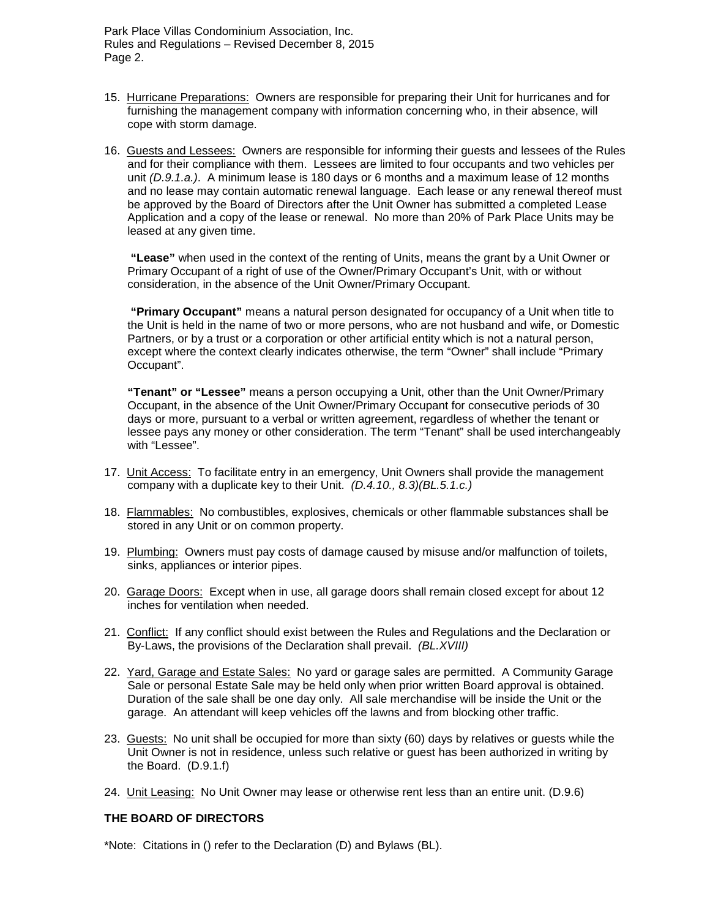15. Hurricane Preparations: Owners are responsible for preparing their Unit for hurricanes and for furnishing the management company with information concerning who, in their absence, will cope with storm damage.

16. Guests and Lessees: Owners are responsible for informing their guests and lessees of the Rules and for their compliance with them. Lessees are limited to four occupants and two vehicles per unit *(D.9.1.a.)*. A minimum lease is 180 days or 6 months and a maximum lease of 12 months and no lease may contain automatic renewal language. Each lease or any renewal thereof must be approved by the Board of Directors after the Unit Owner has submitted a completed Lease Application and a copy of the lease or renewal. No more than 20% of Park Place Units may be leased at any given time.

    **"Lease"** when used in the context of the renting of Units, means the grant by a Unit Owner or Primary Occupant of a right of use of the Owner/Primary Occupant's Unit, with or without consideration, in the absence of the Unit Owner/Primary Occupant.

    **"Primary Occupant"** means a natural person designated for occupancy of a Unit when title to the Unit is held in the name of two or more persons, who are not husband and wife, or Domestic Partners, or by a trust or a corporation or other artificial entity which is not a natural person, except where the context clearly indicates otherwise, the term "Owner" shall include "Primary Occupant".

    **"Tenant" or "Lessee"** means a person occupying a Unit, other than the Unit Owner/Primary Occupant, in the absence of the Unit Owner/Primary Occupant for consecutive periods of 30 days or more, pursuant to a verbal or written agreement, regardless of whether the tenant or lessee pays any money or other consideration. The term "Tenant" shall be used interchangeably with "Lessee".

17. Unit Access: To facilitate entry in an emergency, Unit Owners shall provide the management company with a duplicate key to their Unit. *(D.4.10., 8.3)(BL.5.1.c.)*

18. Flammables: No combustibles, explosives, chemicals or other flammable substances shall be stored in any Unit or on common property.

19. Plumbing: Owners must pay costs of damage caused by misuse and/or malfunction of toilets, sinks, appliances or interior pipes.

20. Garage Doors: Except when in use, all garage doors shall remain closed except for about 12 inches for ventilation when needed.

21. Conflict: If any conflict should exist between the Rules and Regulations and the Declaration or By-Laws, the provisions of the Declaration shall prevail. *(BL.XVIII)*

22. Yard, Garage and Estate Sales: No yard or garage sales are permitted. A Community Garage Sale or personal Estate Sale may be held only when prior written Board approval is obtained. Duration of the sale shall be one day only. All sale merchandise will be inside the Unit or the garage. An attendant will keep vehicles off the lawns and from blocking other traffic.

23. Guests: No unit shall be occupied for more than sixty (60) days by relatives or guests while the Unit Owner is not in residence, unless such relative or guest has been authorized in writing by the Board. (D.9.1.f)

24. Unit Leasing: No Unit Owner may lease or otherwise rent less than an entire unit. (D.9.6)

**THE BOARD OF DIRECTORS**

*Note: Citations in () refer to the Declaration (D) and Bylaws (BL).